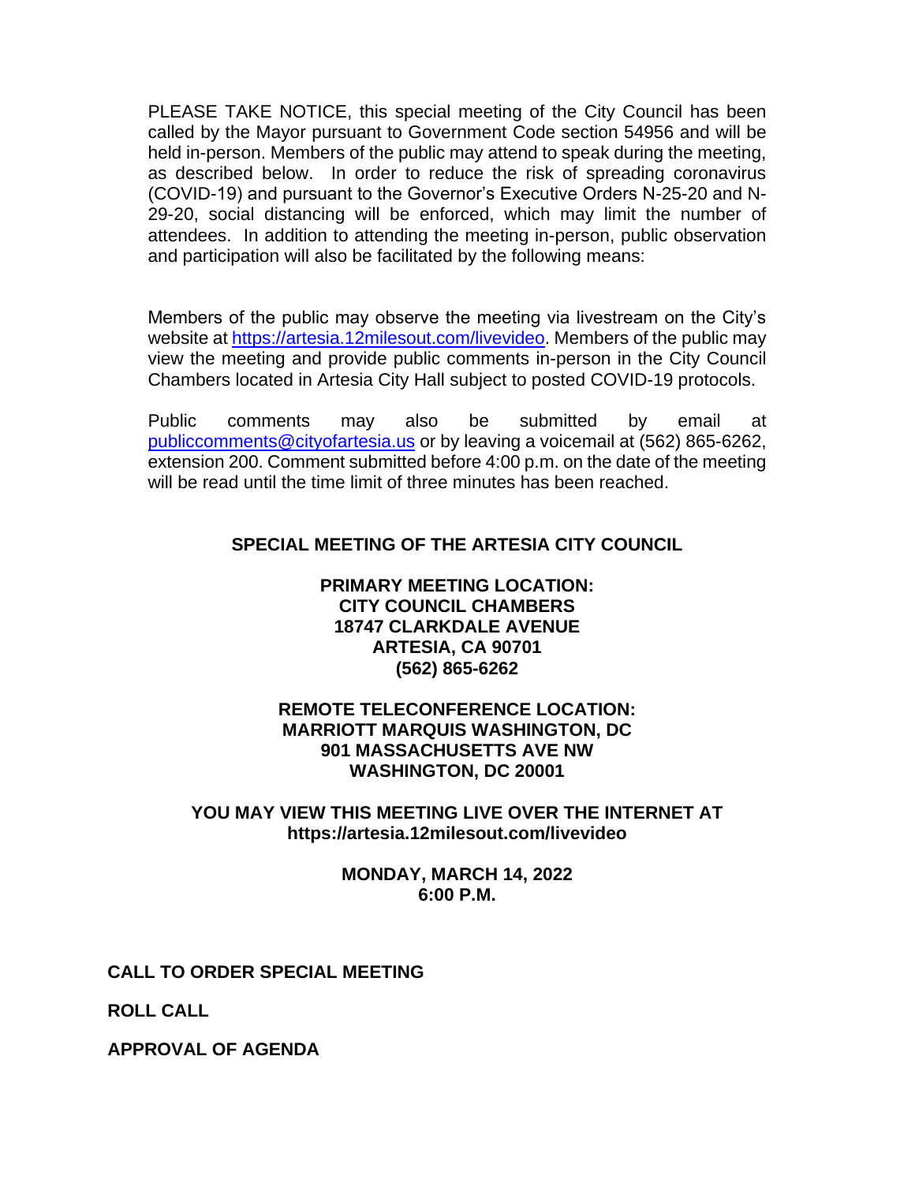PLEASE TAKE NOTICE, this special meeting of the City Council has been called by the Mayor pursuant to Government Code section 54956 and will be held in-person. Members of the public may attend to speak during the meeting, as described below. In order to reduce the risk of spreading coronavirus (COVID-19) and pursuant to the Governor's Executive Orders N-25-20 and N-29-20, social distancing will be enforced, which may limit the number of attendees. In addition to attending the meeting in-person, public observation and participation will also be facilitated by the following means:

Members of the public may observe the meeting via livestream on the City's website at https://artesia.12milesout.com/livevideo. Members of the public may view the meeting and provide public comments in-person in the City Council Chambers located in Artesia City Hall subject to posted COVID-19 protocols.

Public comments may also be submitted by email at publiccomments@cityofartesia.us or by leaving a voicemail at (562) 865-6262, extension 200. Comment submitted before 4:00 p.m. on the date of the meeting will be read until the time limit of three minutes has been reached.

**SPECIAL MEETING OF THE ARTESIA CITY COUNCIL**

**PRIMARY MEETING LOCATION:**
**CITY COUNCIL CHAMBERS**
**18747 CLARKDALE AVENUE**
**ARTESIA, CA 90701**
**(562) 865-6262**

**REMOTE TELECONFERENCE LOCATION:**
**MARRIOTT MARQUIS WASHINGTON, DC**
**901 MASSACHUSETTS AVE NW**
**WASHINGTON, DC 20001**

**YOU MAY VIEW THIS MEETING LIVE OVER THE INTERNET AT**
**https://artesia.12milesout.com/livevideo**

**MONDAY, MARCH 14, 2022**
**6:00 P.M.**

**CALL TO ORDER SPECIAL MEETING**

**ROLL CALL**

**APPROVAL OF AGENDA**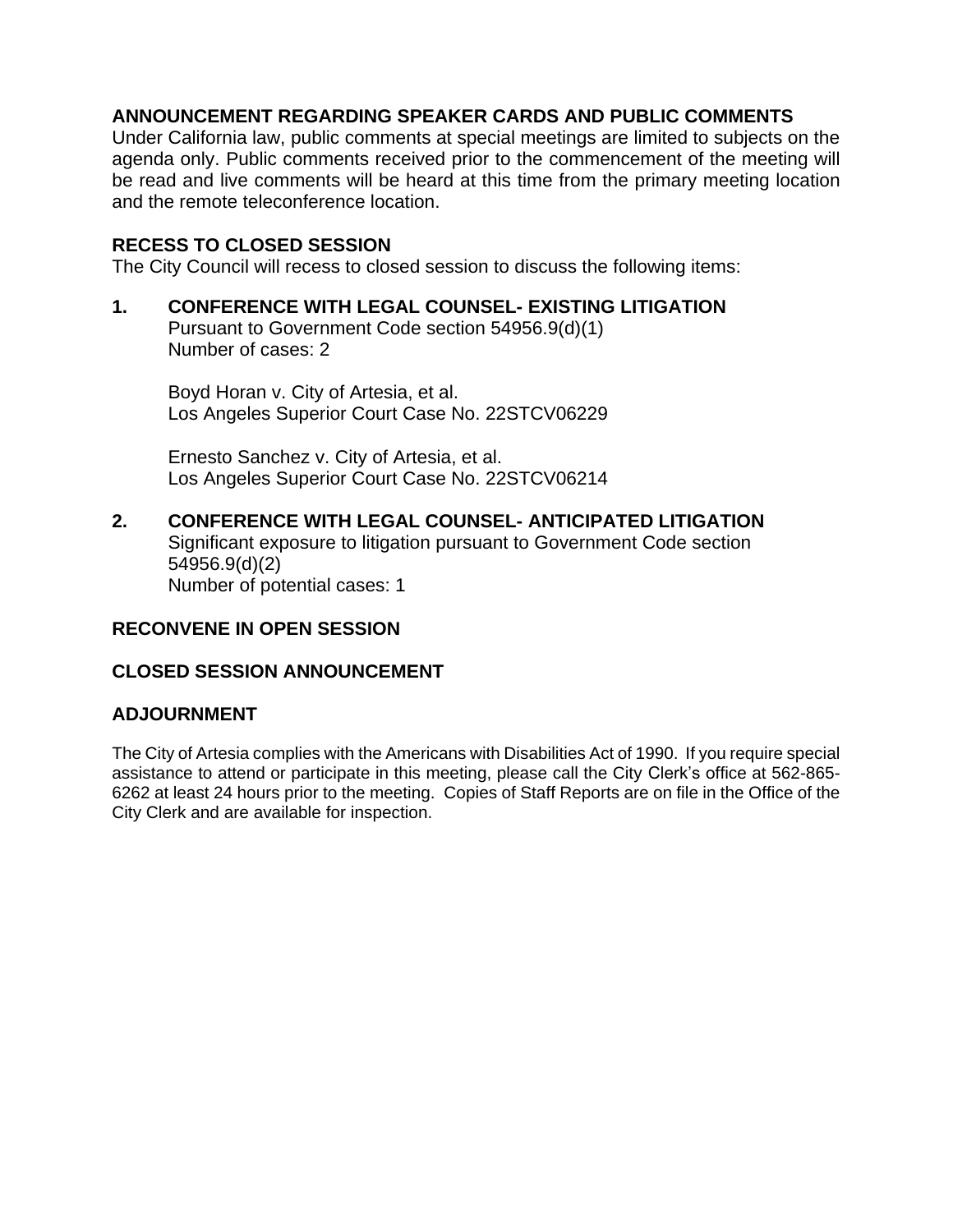**ANNOUNCEMENT REGARDING SPEAKER CARDS AND PUBLIC COMMENTS**

Under California law, public comments at special meetings are limited to subjects on the agenda only. Public comments received prior to the commencement of the meeting will be read and live comments will be heard at this time from the primary meeting location and the remote teleconference location.

**RECESS TO CLOSED SESSION**

The City Council will recess to closed session to discuss the following items:

1. **CONFERENCE WITH LEGAL COUNSEL- EXISTING LITIGATION**
   Pursuant to Government Code section 54956.9(d)(1)
   Number of cases: 2

   Boyd Horan v. City of Artesia, et al.
   Los Angeles Superior Court Case No. 22STCV06229

   Ernesto Sanchez v. City of Artesia, et al.
   Los Angeles Superior Court Case No. 22STCV06214

2. **CONFERENCE WITH LEGAL COUNSEL- ANTICIPATED LITIGATION**
   Significant exposure to litigation pursuant to Government Code section 54956.9(d)(2)
   Number of potential cases: 1

**RECONVENE IN OPEN SESSION**

**CLOSED SESSION ANNOUNCEMENT**

**ADJOURNMENT**

The City of Artesia complies with the Americans with Disabilities Act of 1990. If you require special assistance to attend or participate in this meeting, please call the City Clerk's office at 562-865-6262 at least 24 hours prior to the meeting. Copies of Staff Reports are on file in the Office of the City Clerk and are available for inspection.